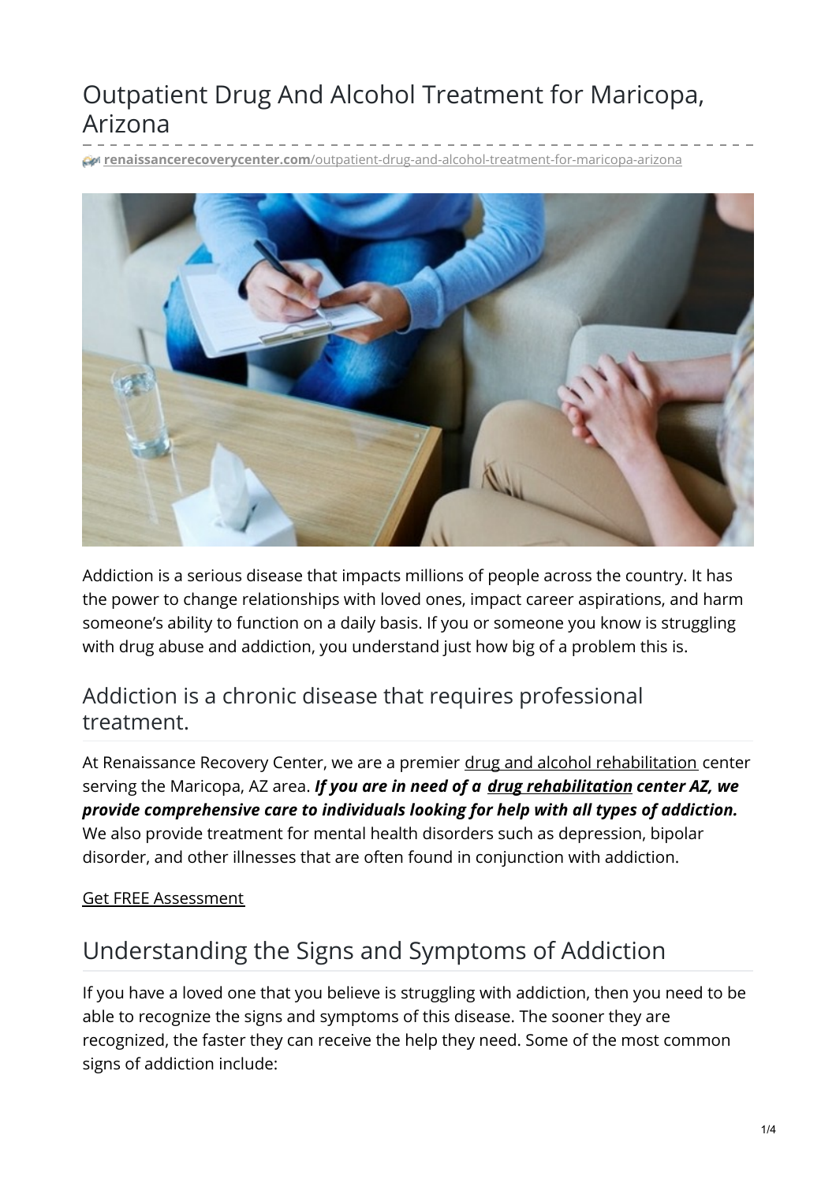# Outpatient Drug And Alcohol Treatment for Maricopa, Arizona

**renaissancerecoverycenter.com**/outpatient-drug-and-alcohol-treatment-for-maricopa-arizona

Addiction is a serious disease that impacts millions of people across the country. It has the power to change relationships with loved ones, impact career aspirations, and harm someone's ability to function on a daily basis. If you or someone you know is struggling with drug abuse and addiction, you understand just how big of a problem this is.

## Addiction is a chronic disease that requires professional treatment.

At Renaissance Recovery Center, we are a premier drug and alcohol rehabilitation center serving the Maricopa, AZ area. ***If you are in need of a drug rehabilitation center AZ, we provide comprehensive care to individuals looking for help with all types of addiction.*** We also provide treatment for mental health disorders such as depression, bipolar disorder, and other illnesses that are often found in conjunction with addiction.

Get FREE Assessment

## Understanding the Signs and Symptoms of Addiction

If you have a loved one that you believe is struggling with addiction, then you need to be able to recognize the signs and symptoms of this disease. The sooner they are recognized, the faster they can receive the help they need. Some of the most common signs of addiction include: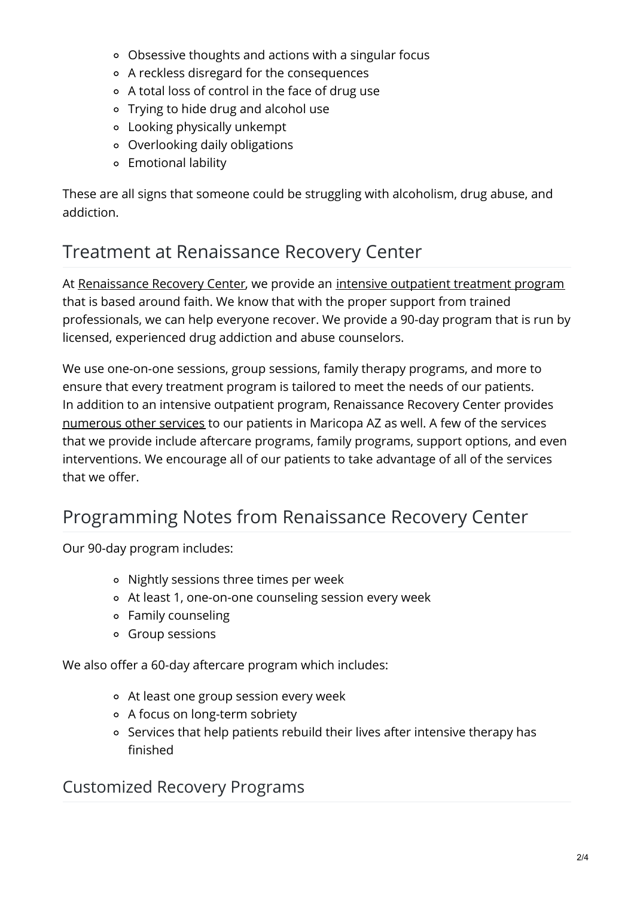- Obsessive thoughts and actions with a singular focus
- A reckless disregard for the consequences
- A total loss of control in the face of drug use
- Trying to hide drug and alcohol use
- Looking physically unkempt
- Overlooking daily obligations
- Emotional lability

These are all signs that someone could be struggling with alcoholism, drug abuse, and addiction.

## Treatment at Renaissance Recovery Center

At Renaissance Recovery Center, we provide an intensive outpatient treatment program that is based around faith. We know that with the proper support from trained professionals, we can help everyone recover. We provide a 90-day program that is run by licensed, experienced drug addiction and abuse counselors.

We use one-on-one sessions, group sessions, family therapy programs, and more to ensure that every treatment program is tailored to meet the needs of our patients. In addition to an intensive outpatient program, Renaissance Recovery Center provides numerous other services to our patients in Maricopa AZ as well. A few of the services that we provide include aftercare programs, family programs, support options, and even interventions. We encourage all of our patients to take advantage of all of the services that we offer.

## Programming Notes from Renaissance Recovery Center

Our 90-day program includes:

- Nightly sessions three times per week
- At least 1, one-on-one counseling session every week
- Family counseling
- Group sessions

We also offer a 60-day aftercare program which includes:

- At least one group session every week
- A focus on long-term sobriety
- Services that help patients rebuild their lives after intensive therapy has finished

### Customized Recovery Programs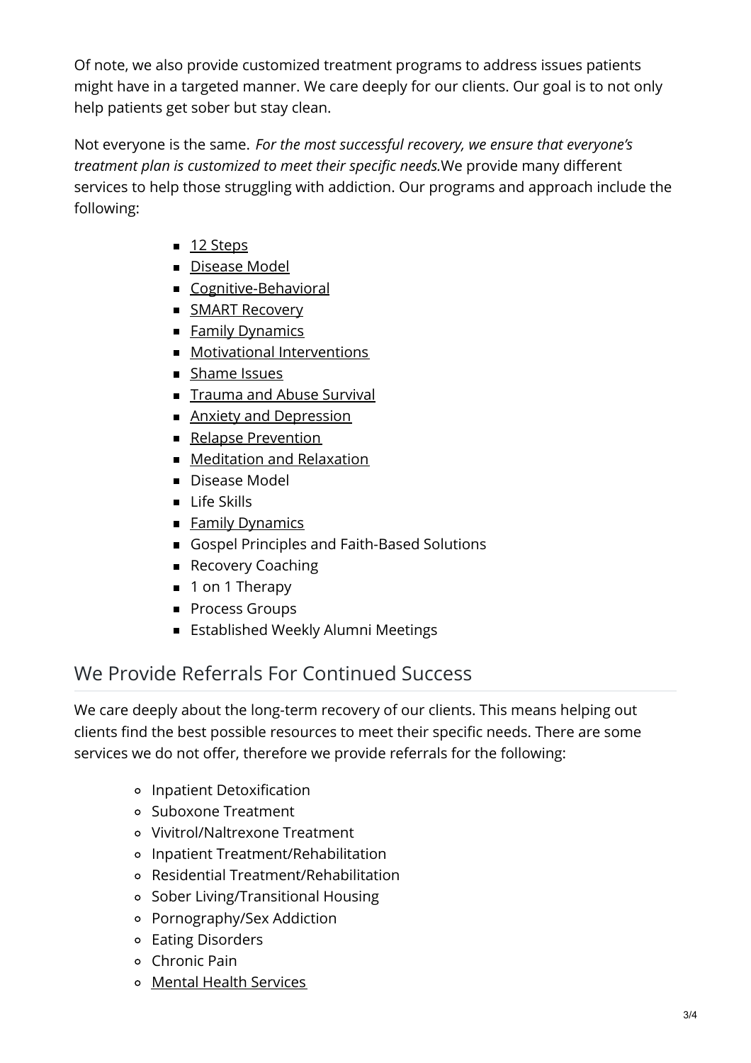Of note, we also provide customized treatment programs to address issues patients might have in a targeted manner. We care deeply for our clients. Our goal is to not only help patients get sober but stay clean.

Not everyone is the same. *For the most successful recovery, we ensure that everyone's treatment plan is customized to meet their specific needs.*We provide many different services to help those struggling with addiction. Our programs and approach include the following:

- 12 Steps
- Disease Model
- Cognitive-Behavioral
- SMART Recovery
- Family Dynamics
- Motivational Interventions
- Shame Issues
- Trauma and Abuse Survival
- Anxiety and Depression
- Relapse Prevention
- Meditation and Relaxation
- Disease Model
- Life Skills
- Family Dynamics
- Gospel Principles and Faith-Based Solutions
- Recovery Coaching
- 1 on 1 Therapy
- Process Groups
- Established Weekly Alumni Meetings

## We Provide Referrals For Continued Success

We care deeply about the long-term recovery of our clients. This means helping out clients find the best possible resources to meet their specific needs. There are some services we do not offer, therefore we provide referrals for the following:

- Inpatient Detoxification
- Suboxone Treatment
- Vivitrol/Naltrexone Treatment
- Inpatient Treatment/Rehabilitation
- Residential Treatment/Rehabilitation
- Sober Living/Transitional Housing
- Pornography/Sex Addiction
- Eating Disorders
- Chronic Pain
- Mental Health Services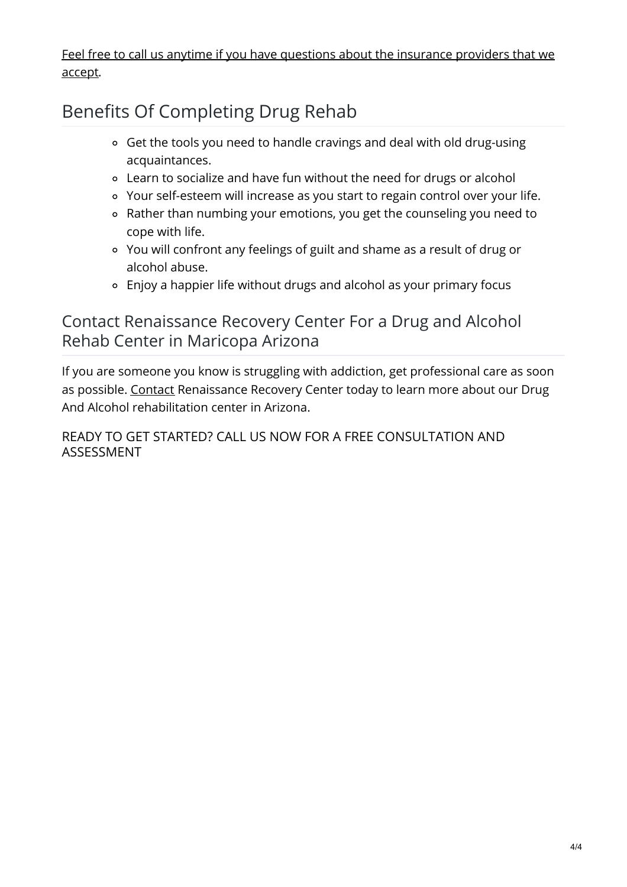Feel free to call us anytime if you have questions about the insurance providers that we accept.

## Benefits Of Completing Drug Rehab

- Get the tools you need to handle cravings and deal with old drug-using acquaintances.
- Learn to socialize and have fun without the need for drugs or alcohol
- Your self-esteem will increase as you start to regain control over your life.
- Rather than numbing your emotions, you get the counseling you need to cope with life.
- You will confront any feelings of guilt and shame as a result of drug or alcohol abuse.
- Enjoy a happier life without drugs and alcohol as your primary focus

### Contact Renaissance Recovery Center For a Drug and Alcohol Rehab Center in Maricopa Arizona

If you are someone you know is struggling with addiction, get professional care as soon as possible. Contact Renaissance Recovery Center today to learn more about our Drug And Alcohol rehabilitation center in Arizona.

READY TO GET STARTED? CALL US NOW FOR A FREE CONSULTATION AND ASSESSMENT